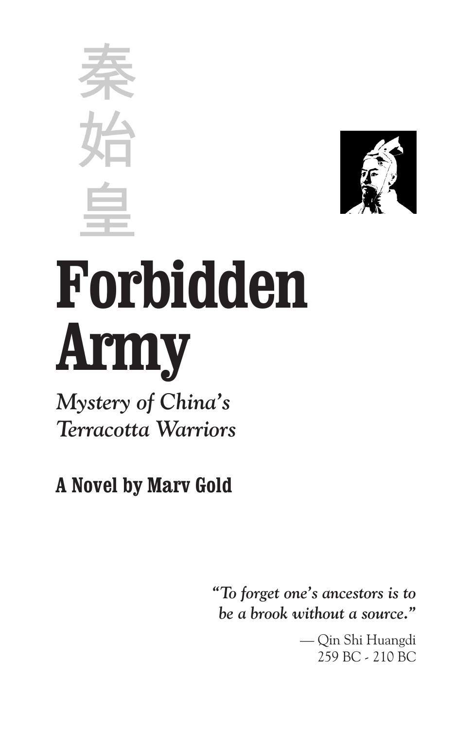秦
始
皇

# Forbidden Army

*Mystery of China's Terracotta Warriors*

**A Novel by Marv Gold**

> ***"To forget one's ancestors is to be a brook without a source."***
>
> — Qin Shi Huangdi
> 259 BC - 210 BC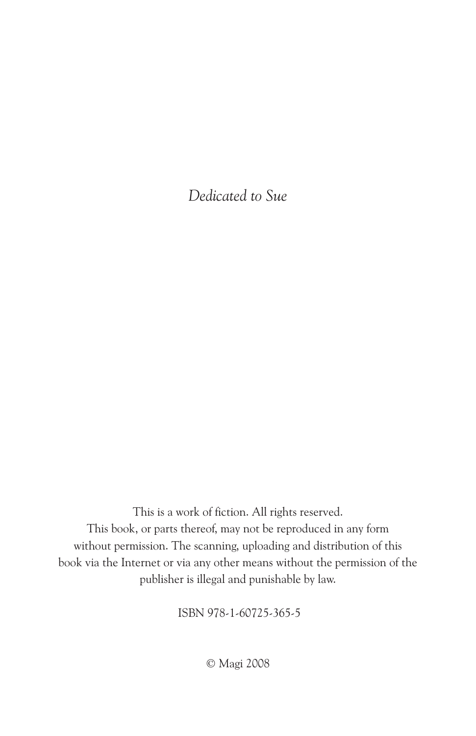*Dedicated to Sue*

This is a work of fiction. All rights reserved.
This book, or parts thereof, may not be reproduced in any form without permission. The scanning, uploading and distribution of this book via the Internet or via any other means without the permission of the publisher is illegal and punishable by law.

ISBN 978-1-60725-365-5

© Magi 2008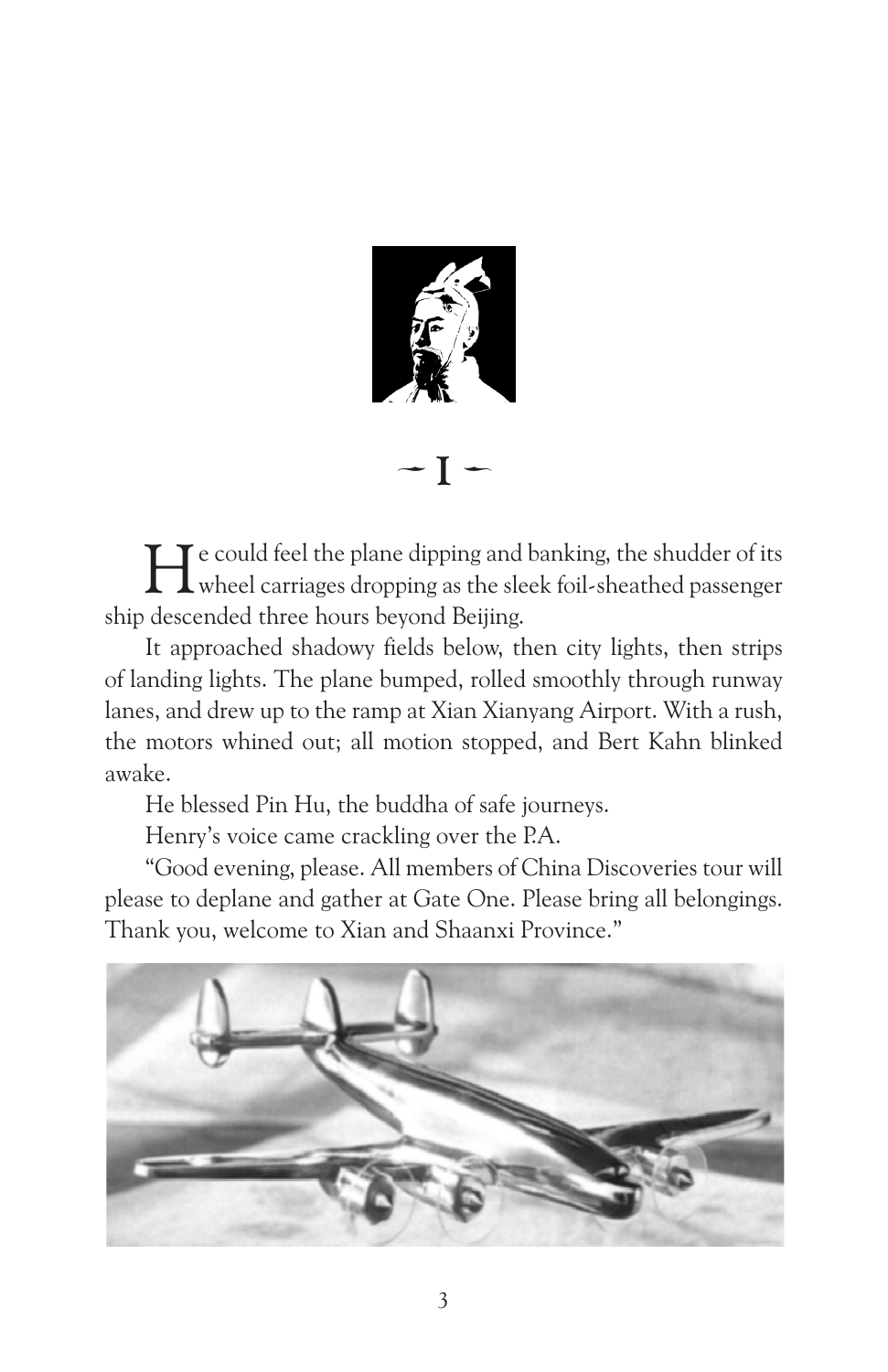## ~ I ~

He could feel the plane dipping and banking, the shudder of its wheel carriages dropping as the sleek foil-sheathed passenger ship descended three hours beyond Beijing.

It approached shadowy fields below, then city lights, then strips of landing lights. The plane bumped, rolled smoothly through runway lanes, and drew up to the ramp at Xian Xianyang Airport. With a rush, the motors whined out; all motion stopped, and Bert Kahn blinked awake.

He blessed Pin Hu, the buddha of safe journeys.

Henry's voice came crackling over the P.A.

"Good evening, please. All members of China Discoveries tour will please to deplane and gather at Gate One. Please bring all belongings. Thank you, welcome to Xian and Shaanxi Province."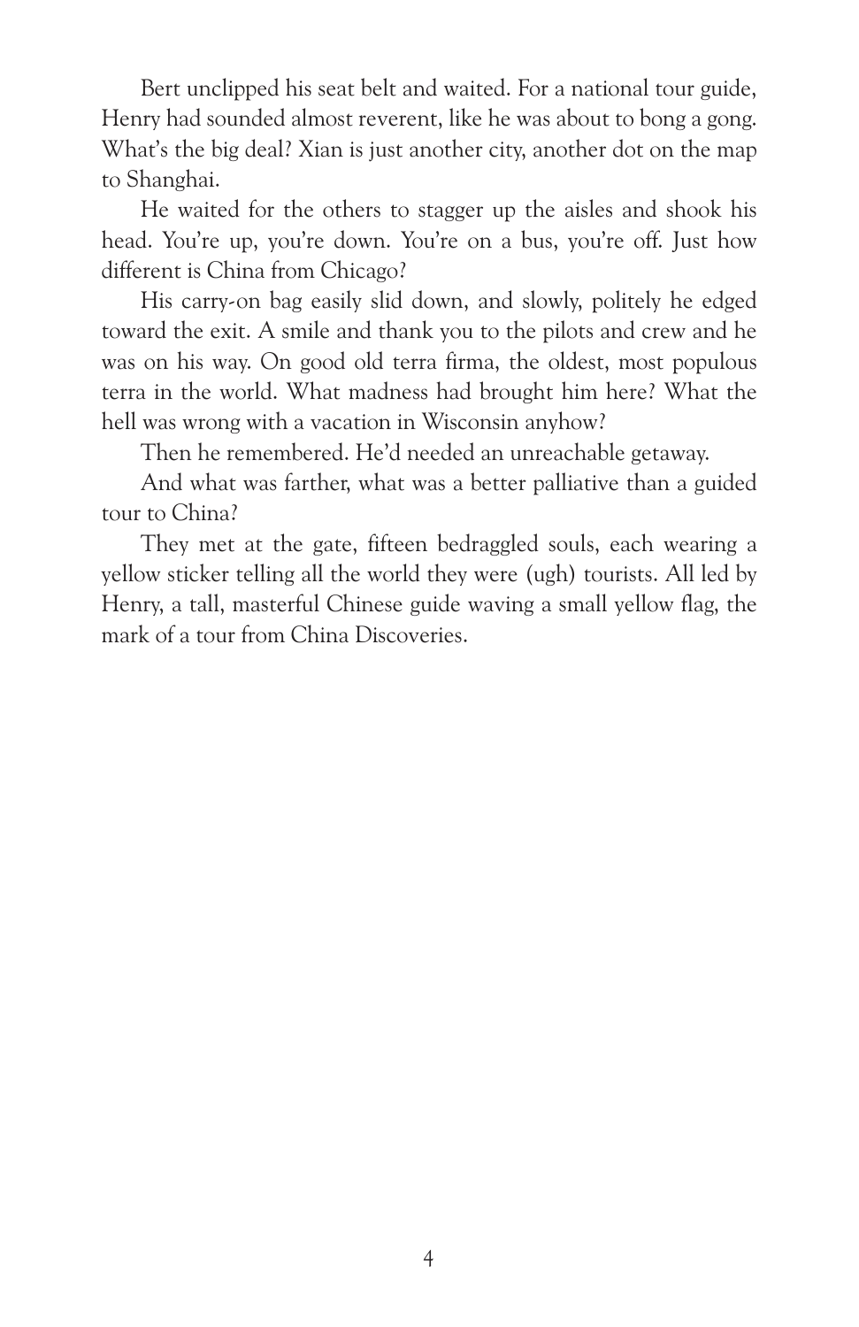Bert unclipped his seat belt and waited. For a national tour guide, Henry had sounded almost reverent, like he was about to bong a gong. What's the big deal? Xian is just another city, another dot on the map to Shanghai.

He waited for the others to stagger up the aisles and shook his head. You're up, you're down. You're on a bus, you're off. Just how different is China from Chicago?

His carry-on bag easily slid down, and slowly, politely he edged toward the exit. A smile and thank you to the pilots and crew and he was on his way. On good old terra firma, the oldest, most populous terra in the world. What madness had brought him here? What the hell was wrong with a vacation in Wisconsin anyhow?

Then he remembered. He'd needed an unreachable getaway.

And what was farther, what was a better palliative than a guided tour to China?

They met at the gate, fifteen bedraggled souls, each wearing a yellow sticker telling all the world they were (ugh) tourists. All led by Henry, a tall, masterful Chinese guide waving a small yellow flag, the mark of a tour from China Discoveries.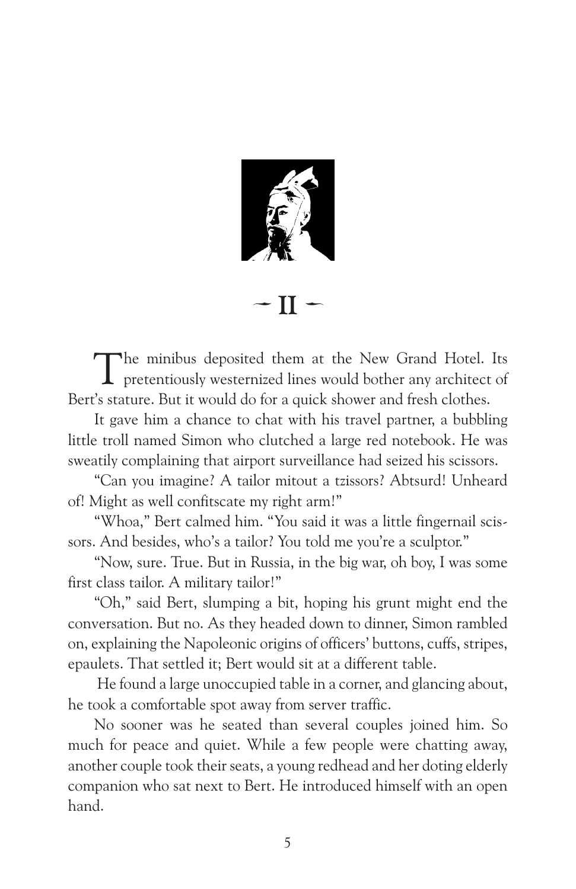## ~ II ~

The minibus deposited them at the New Grand Hotel. Its pretentiously westernized lines would bother any architect of Bert's stature. But it would do for a quick shower and fresh clothes.

It gave him a chance to chat with his travel partner, a bubbling little troll named Simon who clutched a large red notebook. He was sweatily complaining that airport surveillance had seized his scissors.

"Can you imagine? A tailor mitout a tzissors? Abtsurd! Unheard of! Might as well confitscate my right arm!"

"Whoa," Bert calmed him. "You said it was a little fingernail scissors. And besides, who's a tailor? You told me you're a sculptor."

"Now, sure. True. But in Russia, in the big war, oh boy, I was some first class tailor. A military tailor!"

"Oh," said Bert, slumping a bit, hoping his grunt might end the conversation. But no. As they headed down to dinner, Simon rambled on, explaining the Napoleonic origins of officers' buttons, cuffs, stripes, epaulets. That settled it; Bert would sit at a different table.

He found a large unoccupied table in a corner, and glancing about, he took a comfortable spot away from server traffic.

No sooner was he seated than several couples joined him. So much for peace and quiet. While a few people were chatting away, another couple took their seats, a young redhead and her doting elderly companion who sat next to Bert. He introduced himself with an open hand.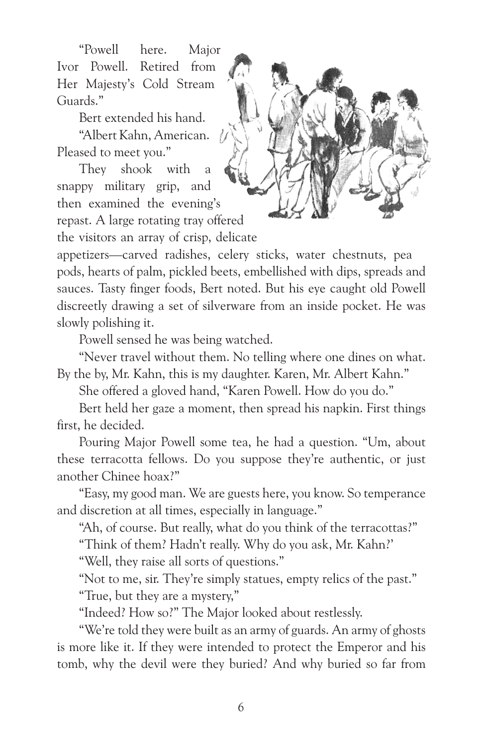"Powell here. Major Ivor Powell. Retired from Her Majesty's Cold Stream Guards."

Bert extended his hand.

"Albert Kahn, American. Pleased to meet you."

They shook with a snappy military grip, and then examined the evening's repast. A large rotating tray offered the visitors an array of crisp, delicate appetizers—carved radishes, celery sticks, water chestnuts, pea pods, hearts of palm, pickled beets, embellished with dips, spreads and sauces. Tasty finger foods, Bert noted. But his eye caught old Powell discreetly drawing a set of silverware from an inside pocket. He was slowly polishing it.

Powell sensed he was being watched.

"Never travel without them. No telling where one dines on what. By the by, Mr. Kahn, this is my daughter. Karen, Mr. Albert Kahn."

She offered a gloved hand, "Karen Powell. How do you do."

Bert held her gaze a moment, then spread his napkin. First things first, he decided.

Pouring Major Powell some tea, he had a question. "Um, about these terracotta fellows. Do you suppose they're authentic, or just another Chinee hoax?"

"Easy, my good man. We are guests here, you know. So temperance and discretion at all times, especially in language."

"Ah, of course. But really, what do you think of the terracottas?"

"Think of them? Hadn't really. Why do you ask, Mr. Kahn?'

"Well, they raise all sorts of questions."

"Not to me, sir. They're simply statues, empty relics of the past."

"True, but they are a mystery,"

"Indeed? How so?" The Major looked about restlessly.

"We're told they were built as an army of guards. An army of ghosts is more like it. If they were intended to protect the Emperor and his tomb, why the devil were they buried? And why buried so far from